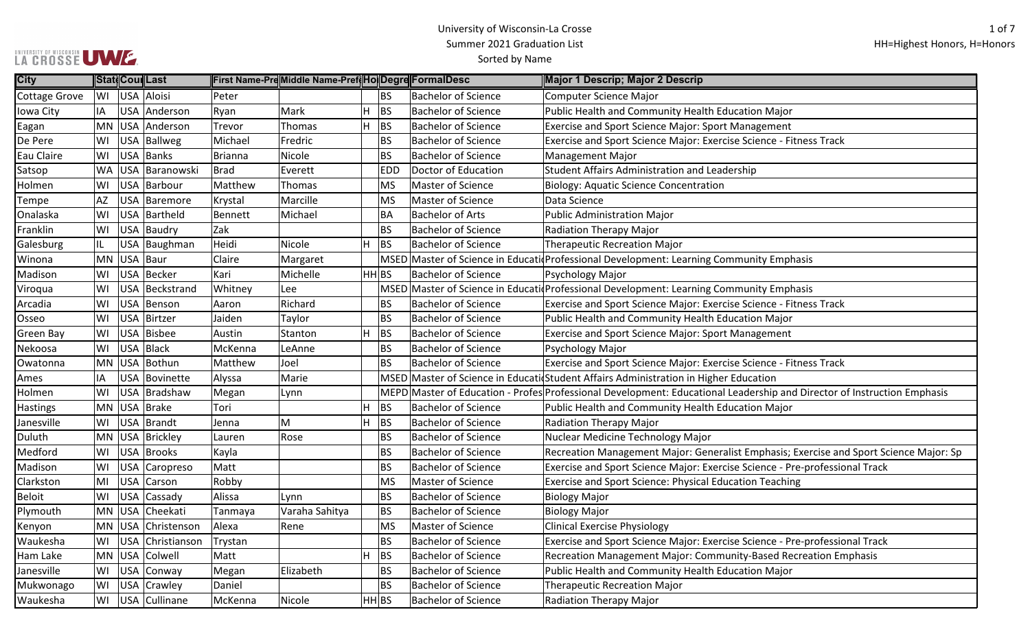University of Wisconsin-La Crosse
Summer 2021 Graduation List
Sorted by Name

HH=Highest Honors, H=Honors

| City | State | Country | Last | First Name-Preferred | Middle Name-Preferred | Honors | Degree | FormalDesc | Major 1 Descrip; Major 2 Descrip |
|---|---|---|---|---|---|---|---|---|---|
| Cottage Grove | WI | USA | Aloisi | Peter | | | BS | Bachelor of Science | Computer Science Major |
| Iowa City | IA | USA | Anderson | Ryan | Mark | H | BS | Bachelor of Science | Public Health and Community Health Education Major |
| Eagan | MN | USA | Anderson | Trevor | Thomas | H | BS | Bachelor of Science | Exercise and Sport Science Major: Sport Management |
| De Pere | WI | USA | Ballweg | Michael | Fredric | | BS | Bachelor of Science | Exercise and Sport Science Major: Exercise Science - Fitness Track |
| Eau Claire | WI | USA | Banks | Brianna | Nicole | | BS | Bachelor of Science | Management Major |
| Satsop | WA | USA | Baranowski | Brad | Everett | | EDD | Doctor of Education | Student Affairs Administration and Leadership |
| Holmen | WI | USA | Barbour | Matthew | Thomas | | MS | Master of Science | Biology: Aquatic Science Concentration |
| Tempe | AZ | USA | Baremore | Krystal | Marcille | | MS | Master of Science | Data Science |
| Onalaska | WI | USA | Bartheld | Bennett | Michael | | BA | Bachelor of Arts | Public Administration Major |
| Franklin | WI | USA | Baudry | Zak | | | BS | Bachelor of Science | Radiation Therapy Major |
| Galesburg | IL | USA | Baughman | Heidi | Nicole | H | BS | Bachelor of Science | Therapeutic Recreation Major |
| Winona | MN | USA | Baur | Claire | Margaret | | MSED | Master of Science in Educati | Professional Development: Learning Community Emphasis |
| Madison | WI | USA | Becker | Kari | Michelle | HH | BS | Bachelor of Science | Psychology Major |
| Viroqua | WI | USA | Beckstrand | Whitney | Lee | | MSED | Master of Science in Educati | Professional Development: Learning Community Emphasis |
| Arcadia | WI | USA | Benson | Aaron | Richard | | BS | Bachelor of Science | Exercise and Sport Science Major: Exercise Science - Fitness Track |
| Osseo | WI | USA | Birtzer | Jaiden | Taylor | | BS | Bachelor of Science | Public Health and Community Health Education Major |
| Green Bay | WI | USA | Bisbee | Austin | Stanton | H | BS | Bachelor of Science | Exercise and Sport Science Major: Sport Management |
| Nekoosa | WI | USA | Black | McKenna | LeAnne | | BS | Bachelor of Science | Psychology Major |
| Owatonna | MN | USA | Bothun | Matthew | Joel | | BS | Bachelor of Science | Exercise and Sport Science Major: Exercise Science - Fitness Track |
| Ames | IA | USA | Bovinette | Alyssa | Marie | | MSED | Master of Science in Educati | Student Affairs Administration in Higher Education |
| Holmen | WI | USA | Bradshaw | Megan | Lynn | | MEPD | Master of Education - Profes | Professional Development: Educational Leadership and Director of Instruction Emphasis |
| Hastings | MN | USA | Brake | Tori | | H | BS | Bachelor of Science | Public Health and Community Health Education Major |
| Janesville | WI | USA | Brandt | Jenna | M | H | BS | Bachelor of Science | Radiation Therapy Major |
| Duluth | MN | USA | Brickley | Lauren | Rose | | BS | Bachelor of Science | Nuclear Medicine Technology Major |
| Medford | WI | USA | Brooks | Kayla | | | BS | Bachelor of Science | Recreation Management Major: Generalist Emphasis; Exercise and Sport Science Major: Sp |
| Madison | WI | USA | Caropreso | Matt | | | BS | Bachelor of Science | Exercise and Sport Science Major: Exercise Science - Pre-professional Track |
| Clarkston | MI | USA | Carson | Robby | | | MS | Master of Science | Exercise and Sport Science: Physical Education Teaching |
| Beloit | WI | USA | Cassady | Alissa | Lynn | | BS | Bachelor of Science | Biology Major |
| Plymouth | MN | USA | Cheekati | Tanmaya | Varaha Sahitya | | BS | Bachelor of Science | Biology Major |
| Kenyon | MN | USA | Christenson | Alexa | Rene | | MS | Master of Science | Clinical Exercise Physiology |
| Waukesha | WI | USA | Christianson | Trystan | | | BS | Bachelor of Science | Exercise and Sport Science Major: Exercise Science - Pre-professional Track |
| Ham Lake | MN | USA | Colwell | Matt | | H | BS | Bachelor of Science | Recreation Management Major: Community-Based Recreation Emphasis |
| Janesville | WI | USA | Conway | Megan | Elizabeth | | BS | Bachelor of Science | Public Health and Community Health Education Major |
| Mukwonago | WI | USA | Crawley | Daniel | | | BS | Bachelor of Science | Therapeutic Recreation Major |
| Waukesha | WI | USA | Cullinane | McKenna | Nicole | HH | BS | Bachelor of Science | Radiation Therapy Major |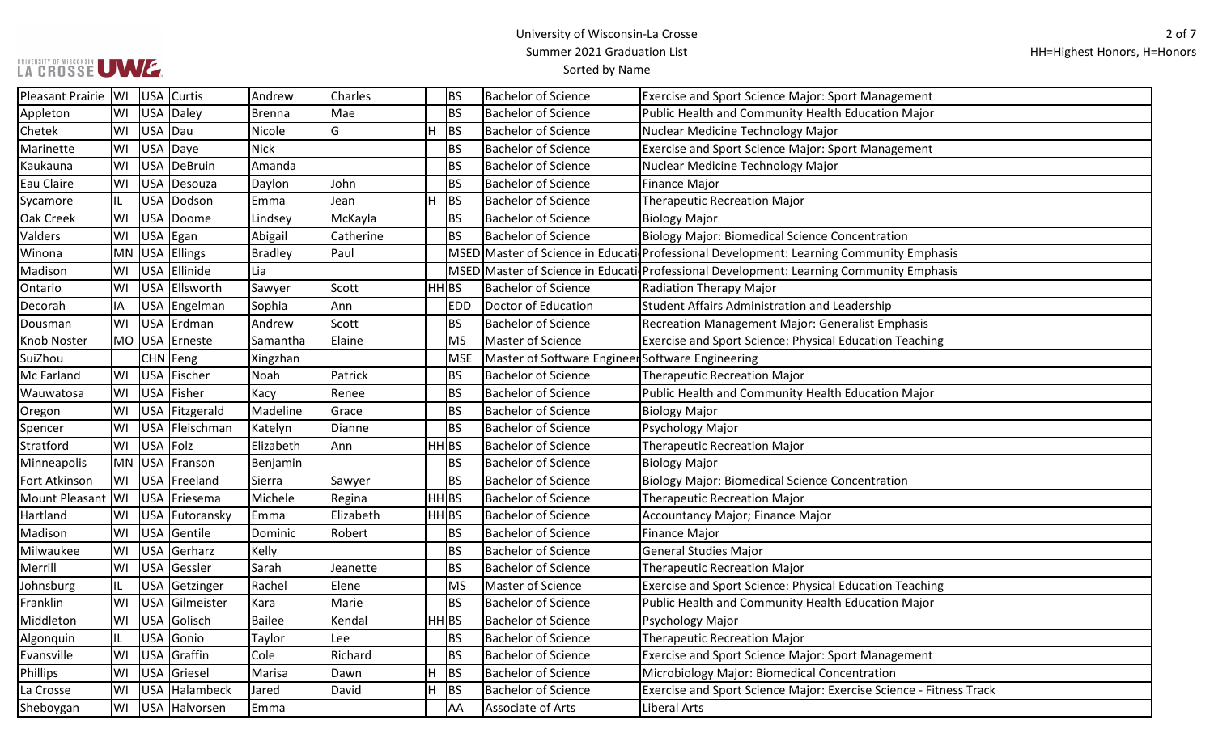# University of Wisconsin-La Crosse
## Summer 2021 Graduation List
### Sorted by Name

HH=Highest Honors, H=Honors

| City | State | Country | Last Name | First Name | Middle Name | Honors | Degree | Degree Name | Major |
|---|---|---|---|---|---|---|---|---|---|
| Pleasant Prairie | WI | USA | Curtis | Andrew | Charles | | BS | Bachelor of Science | Exercise and Sport Science Major: Sport Management |
| Appleton | WI | USA | Daley | Brenna | Mae | | BS | Bachelor of Science | Public Health and Community Health Education Major |
| Chetek | WI | USA | Dau | Nicole | G | H | BS | Bachelor of Science | Nuclear Medicine Technology Major |
| Marinette | WI | USA | Daye | Nick | | | BS | Bachelor of Science | Exercise and Sport Science Major: Sport Management |
| Kaukauna | WI | USA | DeBruin | Amanda | | | BS | Bachelor of Science | Nuclear Medicine Technology Major |
| Eau Claire | WI | USA | Desouza | Daylon | John | | BS | Bachelor of Science | Finance Major |
| Sycamore | IL | USA | Dodson | Emma | Jean | H | BS | Bachelor of Science | Therapeutic Recreation Major |
| Oak Creek | WI | USA | Doome | Lindsey | McKayla | | BS | Bachelor of Science | Biology Major |
| Valders | WI | USA | Egan | Abigail | Catherine | | BS | Bachelor of Science | Biology Major: Biomedical Science Concentration |
| Winona | MN | USA | Ellings | Bradley | Paul | | MSED | Master of Science in Educati | Professional Development: Learning Community Emphasis |
| Madison | WI | USA | Ellinide | Lia | | | MSED | Master of Science in Educati | Professional Development: Learning Community Emphasis |
| Ontario | WI | USA | Ellsworth | Sawyer | Scott | HH | BS | Bachelor of Science | Radiation Therapy Major |
| Decorah | IA | USA | Engelman | Sophia | Ann | | EDD | Doctor of Education | Student Affairs Administration and Leadership |
| Dousman | WI | USA | Erdman | Andrew | Scott | | BS | Bachelor of Science | Recreation Management Major: Generalist Emphasis |
| Knob Noster | MO | USA | Erneste | Samantha | Elaine | | MS | Master of Science | Exercise and Sport Science: Physical Education Teaching |
| SuiZhou | | CHN | Feng | Xingzhan | | | MSE | Master of Software Engineer | Software Engineering |
| Mc Farland | WI | USA | Fischer | Noah | Patrick | | BS | Bachelor of Science | Therapeutic Recreation Major |
| Wauwatosa | WI | USA | Fisher | Kacy | Renee | | BS | Bachelor of Science | Public Health and Community Health Education Major |
| Oregon | WI | USA | Fitzgerald | Madeline | Grace | | BS | Bachelor of Science | Biology Major |
| Spencer | WI | USA | Fleischman | Katelyn | Dianne | | BS | Bachelor of Science | Psychology Major |
| Stratford | WI | USA | Folz | Elizabeth | Ann | HH | BS | Bachelor of Science | Therapeutic Recreation Major |
| Minneapolis | MN | USA | Franson | Benjamin | | | BS | Bachelor of Science | Biology Major |
| Fort Atkinson | WI | USA | Freeland | Sierra | Sawyer | | BS | Bachelor of Science | Biology Major: Biomedical Science Concentration |
| Mount Pleasant | WI | USA | Friesema | Michele | Regina | HH | BS | Bachelor of Science | Therapeutic Recreation Major |
| Hartland | WI | USA | Futoransky | Emma | Elizabeth | HH | BS | Bachelor of Science | Accountancy Major; Finance Major |
| Madison | WI | USA | Gentile | Dominic | Robert | | BS | Bachelor of Science | Finance Major |
| Milwaukee | WI | USA | Gerharz | Kelly | | | BS | Bachelor of Science | General Studies Major |
| Merrill | WI | USA | Gessler | Sarah | Jeanette | | BS | Bachelor of Science | Therapeutic Recreation Major |
| Johnsburg | IL | USA | Getzinger | Rachel | Elene | | MS | Master of Science | Exercise and Sport Science: Physical Education Teaching |
| Franklin | WI | USA | Gilmeister | Kara | Marie | | BS | Bachelor of Science | Public Health and Community Health Education Major |
| Middleton | WI | USA | Golisch | Bailee | Kendal | HH | BS | Bachelor of Science | Psychology Major |
| Algonquin | IL | USA | Gonio | Taylor | Lee | | BS | Bachelor of Science | Therapeutic Recreation Major |
| Evansville | WI | USA | Graffin | Cole | Richard | | BS | Bachelor of Science | Exercise and Sport Science Major: Sport Management |
| Phillips | WI | USA | Griesel | Marisa | Dawn | H | BS | Bachelor of Science | Microbiology Major: Biomedical Concentration |
| La Crosse | WI | USA | Halambeck | Jared | David | H | BS | Bachelor of Science | Exercise and Sport Science Major: Exercise Science - Fitness Track |
| Sheboygan | WI | USA | Halvorsen | Emma | | | AA | Associate of Arts | Liberal Arts |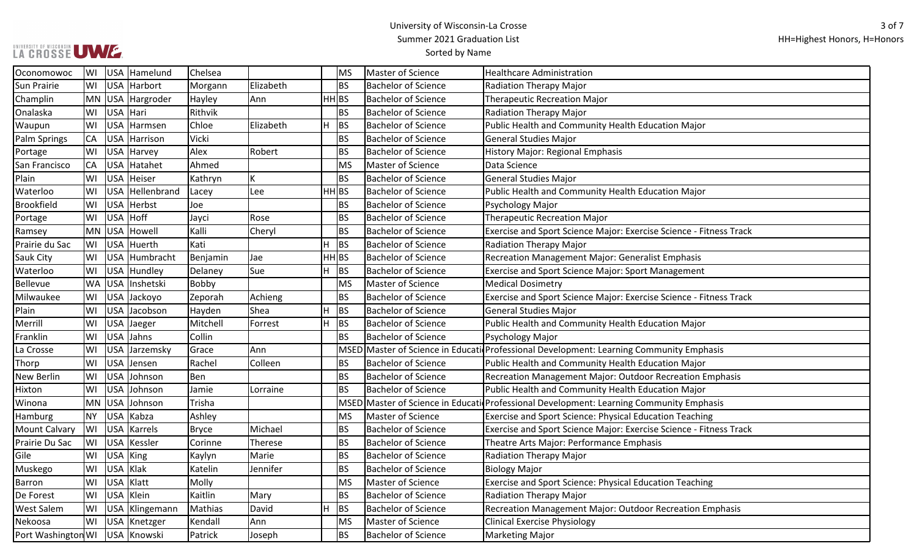| | | | | | | | | | |
|---|---|---|---|---|---|---|---|---|---|
| Oconomowoc | WI | USA | Hamelund | Chelsea | | | MS | Master of Science | Healthcare Administration |
| Sun Prairie | WI | USA | Harbort | Morgann | Elizabeth | | BS | Bachelor of Science | Radiation Therapy Major |
| Champlin | MN | USA | Hargroder | Hayley | Ann | HH | BS | Bachelor of Science | Therapeutic Recreation Major |
| Onalaska | WI | USA | Hari | Rithvik | | | BS | Bachelor of Science | Radiation Therapy Major |
| Waupun | WI | USA | Harmsen | Chloe | Elizabeth | H | BS | Bachelor of Science | Public Health and Community Health Education Major |
| Palm Springs | CA | USA | Harrison | Vicki | | | BS | Bachelor of Science | General Studies Major |
| Portage | WI | USA | Harvey | Alex | Robert | | BS | Bachelor of Science | History Major: Regional Emphasis |
| San Francisco | CA | USA | Hatahet | Ahmed | | | MS | Master of Science | Data Science |
| Plain | WI | USA | Heiser | Kathryn | K | | BS | Bachelor of Science | General Studies Major |
| Waterloo | WI | USA | Hellenbrand | Lacey | Lee | HH | BS | Bachelor of Science | Public Health and Community Health Education Major |
| Brookfield | WI | USA | Herbst | Joe | | | BS | Bachelor of Science | Psychology Major |
| Portage | WI | USA | Hoff | Jayci | Rose | | BS | Bachelor of Science | Therapeutic Recreation Major |
| Ramsey | MN | USA | Howell | Kalli | Cheryl | | BS | Bachelor of Science | Exercise and Sport Science Major: Exercise Science - Fitness Track |
| Prairie du Sac | WI | USA | Huerth | Kati | | H | BS | Bachelor of Science | Radiation Therapy Major |
| Sauk City | WI | USA | Humbracht | Benjamin | Jae | HH | BS | Bachelor of Science | Recreation Management Major: Generalist Emphasis |
| Waterloo | WI | USA | Hundley | Delaney | Sue | H | BS | Bachelor of Science | Exercise and Sport Science Major: Sport Management |
| Bellevue | WA | USA | Inshetski | Bobby | | | MS | Master of Science | Medical Dosimetry |
| Milwaukee | WI | USA | Jackoyo | Zeporah | Achieng | | BS | Bachelor of Science | Exercise and Sport Science Major: Exercise Science - Fitness Track |
| Plain | WI | USA | Jacobson | Hayden | Shea | H | BS | Bachelor of Science | General Studies Major |
| Merrill | WI | USA | Jaeger | Mitchell | Forrest | H | BS | Bachelor of Science | Public Health and Community Health Education Major |
| Franklin | WI | USA | Jahns | Collin | | | BS | Bachelor of Science | Psychology Major |
| La Crosse | WI | USA | Jarzemsky | Grace | Ann | | MSED | Master of Science in Educati | Professional Development: Learning Community Emphasis |
| Thorp | WI | USA | Jensen | Rachel | Colleen | | BS | Bachelor of Science | Public Health and Community Health Education Major |
| New Berlin | WI | USA | Johnson | Ben | | | BS | Bachelor of Science | Recreation Management Major: Outdoor Recreation Emphasis |
| Hixton | WI | USA | Johnson | Jamie | Lorraine | | BS | Bachelor of Science | Public Health and Community Health Education Major |
| Winona | MN | USA | Johnson | Trisha | | | MSED | Master of Science in Educati | Professional Development: Learning Community Emphasis |
| Hamburg | NY | USA | Kabza | Ashley | | | MS | Master of Science | Exercise and Sport Science: Physical Education Teaching |
| Mount Calvary | WI | USA | Karrels | Bryce | Michael | | BS | Bachelor of Science | Exercise and Sport Science Major: Exercise Science - Fitness Track |
| Prairie Du Sac | WI | USA | Kessler | Corinne | Therese | | BS | Bachelor of Science | Theatre Arts Major: Performance Emphasis |
| Gile | WI | USA | King | Kaylyn | Marie | | BS | Bachelor of Science | Radiation Therapy Major |
| Muskego | WI | USA | Klak | Katelin | Jennifer | | BS | Bachelor of Science | Biology Major |
| Barron | WI | USA | Klatt | Molly | | | MS | Master of Science | Exercise and Sport Science: Physical Education Teaching |
| De Forest | WI | USA | Klein | Kaitlin | Mary | | BS | Bachelor of Science | Radiation Therapy Major |
| West Salem | WI | USA | Klingemann | Mathias | David | H | BS | Bachelor of Science | Recreation Management Major: Outdoor Recreation Emphasis |
| Nekoosa | WI | USA | Knetzger | Kendall | Ann | | MS | Master of Science | Clinical Exercise Physiology |
| Port Washington | WI | USA | Knowski | Patrick | Joseph | | BS | Bachelor of Science | Marketing Major |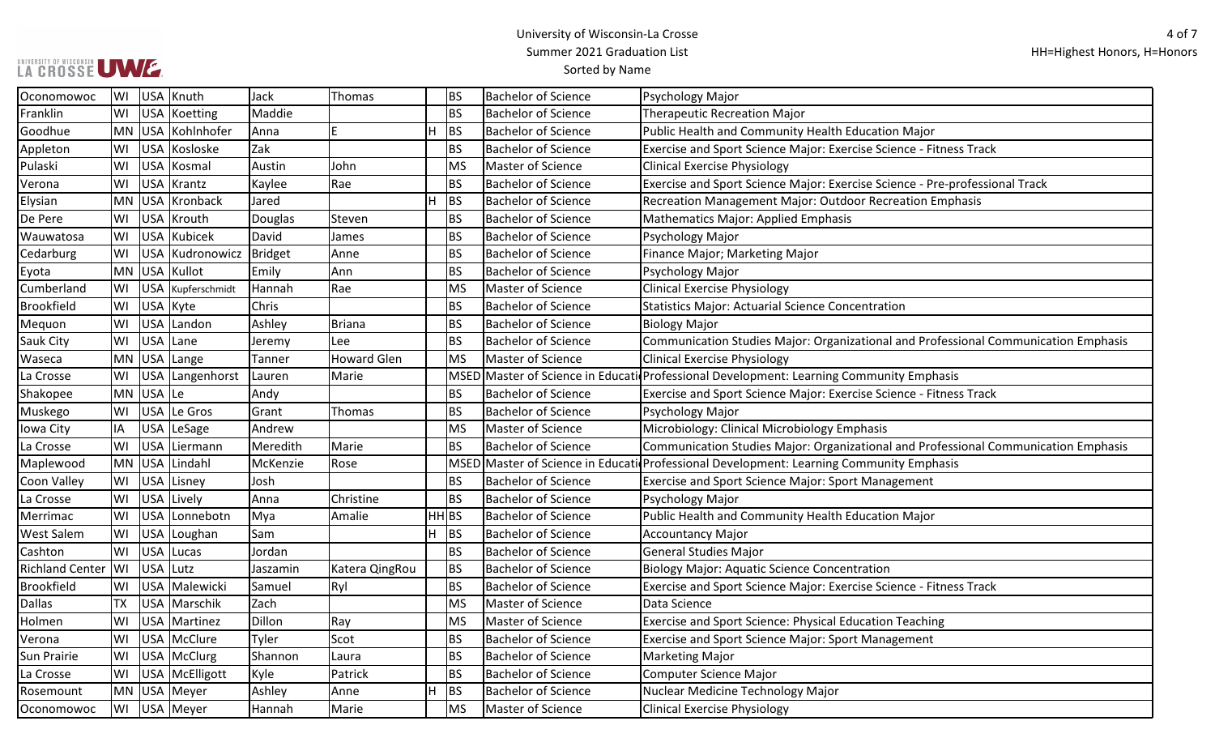| Oconomowoc | WI | USA | Knuth | Jack | Thomas | | BS | Bachelor of Science | Psychology Major |
|---|---|---|---|---|---|---|---|---|---|
| Franklin | WI | USA | Koetting | Maddie | | | BS | Bachelor of Science | Therapeutic Recreation Major |
| Goodhue | MN | USA | Kohlnhofer | Anna | E | H | BS | Bachelor of Science | Public Health and Community Health Education Major |
| Appleton | WI | USA | Kosloske | Zak | | | BS | Bachelor of Science | Exercise and Sport Science Major: Exercise Science - Fitness Track |
| Pulaski | WI | USA | Kosmal | Austin | John | | MS | Master of Science | Clinical Exercise Physiology |
| Verona | WI | USA | Krantz | Kaylee | Rae | | BS | Bachelor of Science | Exercise and Sport Science Major: Exercise Science - Pre-professional Track |
| Elysian | MN | USA | Kronback | Jared | | H | BS | Bachelor of Science | Recreation Management Major: Outdoor Recreation Emphasis |
| De Pere | WI | USA | Krouth | Douglas | Steven | | BS | Bachelor of Science | Mathematics Major: Applied Emphasis |
| Wauwatosa | WI | USA | Kubicek | David | James | | BS | Bachelor of Science | Psychology Major |
| Cedarburg | WI | USA | Kudronowicz | Bridget | Anne | | BS | Bachelor of Science | Finance Major; Marketing Major |
| Eyota | MN | USA | Kullot | Emily | Ann | | BS | Bachelor of Science | Psychology Major |
| Cumberland | WI | USA | Kupferschmidt | Hannah | Rae | | MS | Master of Science | Clinical Exercise Physiology |
| Brookfield | WI | USA | Kyte | Chris | | | BS | Bachelor of Science | Statistics Major: Actuarial Science Concentration |
| Mequon | WI | USA | Landon | Ashley | Briana | | BS | Bachelor of Science | Biology Major |
| Sauk City | WI | USA | Lane | Jeremy | Lee | | BS | Bachelor of Science | Communication Studies Major: Organizational and Professional Communication Emphasis |
| Waseca | MN | USA | Lange | Tanner | Howard Glen | | MS | Master of Science | Clinical Exercise Physiology |
| La Crosse | WI | USA | Langenhorst | Lauren | Marie | | MSED | Master of Science in Educati | Professional Development: Learning Community Emphasis |
| Shakopee | MN | USA | Le | Andy | | | BS | Bachelor of Science | Exercise and Sport Science Major: Exercise Science - Fitness Track |
| Muskego | WI | USA | Le Gros | Grant | Thomas | | BS | Bachelor of Science | Psychology Major |
| Iowa City | IA | USA | LeSage | Andrew | | | MS | Master of Science | Microbiology: Clinical Microbiology Emphasis |
| La Crosse | WI | USA | Liermann | Meredith | Marie | | BS | Bachelor of Science | Communication Studies Major: Organizational and Professional Communication Emphasis |
| Maplewood | MN | USA | Lindahl | McKenzie | Rose | | MSED | Master of Science in Educati | Professional Development: Learning Community Emphasis |
| Coon Valley | WI | USA | Lisney | Josh | | | BS | Bachelor of Science | Exercise and Sport Science Major: Sport Management |
| La Crosse | WI | USA | Lively | Anna | Christine | | BS | Bachelor of Science | Psychology Major |
| Merrimac | WI | USA | Lonnebotn | Mya | Amalie | HH | BS | Bachelor of Science | Public Health and Community Health Education Major |
| West Salem | WI | USA | Loughan | Sam | | H | BS | Bachelor of Science | Accountancy Major |
| Cashton | WI | USA | Lucas | Jordan | | | BS | Bachelor of Science | General Studies Major |
| Richland Center | WI | USA | Lutz | Jaszamin | Katera QingRou | | BS | Bachelor of Science | Biology Major: Aquatic Science Concentration |
| Brookfield | WI | USA | Malewicki | Samuel | Ryl | | BS | Bachelor of Science | Exercise and Sport Science Major: Exercise Science - Fitness Track |
| Dallas | TX | USA | Marschik | Zach | | | MS | Master of Science | Data Science |
| Holmen | WI | USA | Martinez | Dillon | Ray | | MS | Master of Science | Exercise and Sport Science: Physical Education Teaching |
| Verona | WI | USA | McClure | Tyler | Scot | | BS | Bachelor of Science | Exercise and Sport Science Major: Sport Management |
| Sun Prairie | WI | USA | McClurg | Shannon | Laura | | BS | Bachelor of Science | Marketing Major |
| La Crosse | WI | USA | McElligott | Kyle | Patrick | | BS | Bachelor of Science | Computer Science Major |
| Rosemount | MN | USA | Meyer | Ashley | Anne | H | BS | Bachelor of Science | Nuclear Medicine Technology Major |
| Oconomowoc | WI | USA | Meyer | Hannah | Marie | | MS | Master of Science | Clinical Exercise Physiology |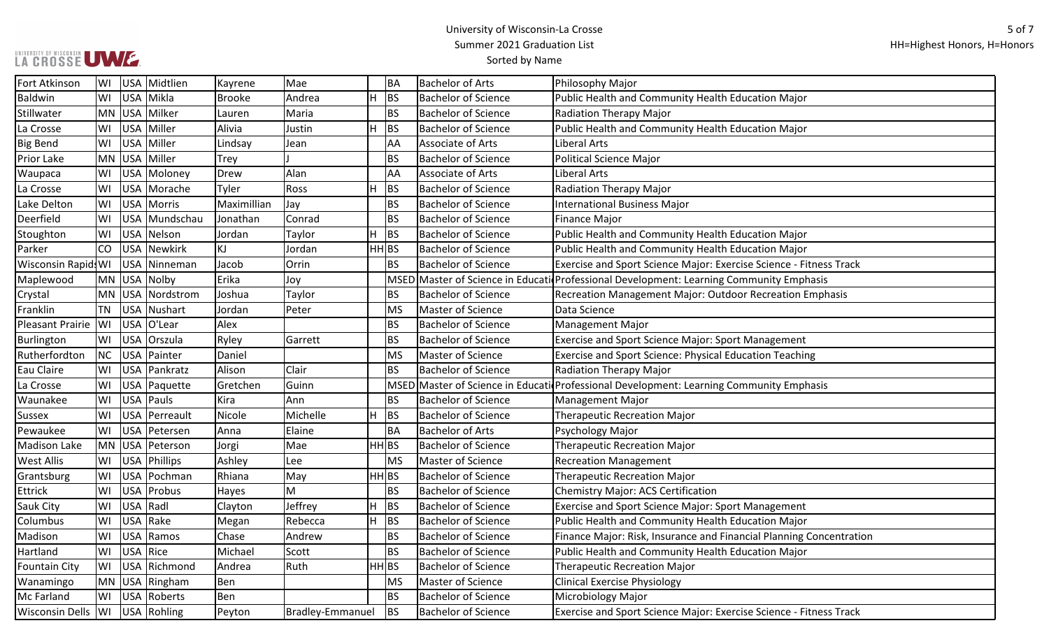| | | | | | | | | | |
|---|---|---|---|---|---|---|---|---|---|
| Fort Atkinson | WI | USA | Midtlien | Kayrene | Mae | | BA | Bachelor of Arts | Philosophy Major |
| Baldwin | WI | USA | Mikla | Brooke | Andrea | H | BS | Bachelor of Science | Public Health and Community Health Education Major |
| Stillwater | MN | USA | Milker | Lauren | Maria | | BS | Bachelor of Science | Radiation Therapy Major |
| La Crosse | WI | USA | Miller | Alivia | Justin | H | BS | Bachelor of Science | Public Health and Community Health Education Major |
| Big Bend | WI | USA | Miller | Lindsay | Jean | | AA | Associate of Arts | Liberal Arts |
| Prior Lake | MN | USA | Miller | Trey | J | | BS | Bachelor of Science | Political Science Major |
| Waupaca | WI | USA | Moloney | Drew | Alan | | AA | Associate of Arts | Liberal Arts |
| La Crosse | WI | USA | Morache | Tyler | Ross | H | BS | Bachelor of Science | Radiation Therapy Major |
| Lake Delton | WI | USA | Morris | Maximillian | Jay | | BS | Bachelor of Science | International Business Major |
| Deerfield | WI | USA | Mundschau | Jonathan | Conrad | | BS | Bachelor of Science | Finance Major |
| Stoughton | WI | USA | Nelson | Jordan | Taylor | H | BS | Bachelor of Science | Public Health and Community Health Education Major |
| Parker | CO | USA | Newkirk | KJ | Jordan | HH | BS | Bachelor of Science | Public Health and Community Health Education Major |
| Wisconsin Rapids | WI | USA | Ninneman | Jacob | Orrin | | BS | Bachelor of Science | Exercise and Sport Science Major: Exercise Science - Fitness Track |
| Maplewood | MN | USA | Nolby | Erika | Joy | | MSED | Master of Science in Educati | Professional Development: Learning Community Emphasis |
| Crystal | MN | USA | Nordstrom | Joshua | Taylor | | BS | Bachelor of Science | Recreation Management Major: Outdoor Recreation Emphasis |
| Franklin | TN | USA | Nushart | Jordan | Peter | | MS | Master of Science | Data Science |
| Pleasant Prairie | WI | USA | O'Lear | Alex | | | BS | Bachelor of Science | Management Major |
| Burlington | WI | USA | Orszula | Ryley | Garrett | | BS | Bachelor of Science | Exercise and Sport Science Major: Sport Management |
| Rutherfordton | NC | USA | Painter | Daniel | | | MS | Master of Science | Exercise and Sport Science: Physical Education Teaching |
| Eau Claire | WI | USA | Pankratz | Alison | Clair | | BS | Bachelor of Science | Radiation Therapy Major |
| La Crosse | WI | USA | Paquette | Gretchen | Guinn | | MSED | Master of Science in Educati | Professional Development: Learning Community Emphasis |
| Waunakee | WI | USA | Pauls | Kira | Ann | | BS | Bachelor of Science | Management Major |
| Sussex | WI | USA | Perreault | Nicole | Michelle | H | BS | Bachelor of Science | Therapeutic Recreation Major |
| Pewaukee | WI | USA | Petersen | Anna | Elaine | | BA | Bachelor of Arts | Psychology Major |
| Madison Lake | MN | USA | Peterson | Jorgi | Mae | HH | BS | Bachelor of Science | Therapeutic Recreation Major |
| West Allis | WI | USA | Phillips | Ashley | Lee | | MS | Master of Science | Recreation Management |
| Grantsburg | WI | USA | Pochman | Rhiana | May | HH | BS | Bachelor of Science | Therapeutic Recreation Major |
| Ettrick | WI | USA | Probus | Hayes | M | | BS | Bachelor of Science | Chemistry Major: ACS Certification |
| Sauk City | WI | USA | Radl | Clayton | Jeffrey | H | BS | Bachelor of Science | Exercise and Sport Science Major: Sport Management |
| Columbus | WI | USA | Rake | Megan | Rebecca | H | BS | Bachelor of Science | Public Health and Community Health Education Major |
| Madison | WI | USA | Ramos | Chase | Andrew | | BS | Bachelor of Science | Finance Major: Risk, Insurance and Financial Planning Concentration |
| Hartland | WI | USA | Rice | Michael | Scott | | BS | Bachelor of Science | Public Health and Community Health Education Major |
| Fountain City | WI | USA | Richmond | Andrea | Ruth | HH | BS | Bachelor of Science | Therapeutic Recreation Major |
| Wanamingo | MN | USA | Ringham | Ben | | | MS | Master of Science | Clinical Exercise Physiology |
| Mc Farland | WI | USA | Roberts | Ben | | | BS | Bachelor of Science | Microbiology Major |
| Wisconsin Dells | WI | USA | Rohling | Peyton | Bradley-Emmanuel | | BS | Bachelor of Science | Exercise and Sport Science Major: Exercise Science - Fitness Track |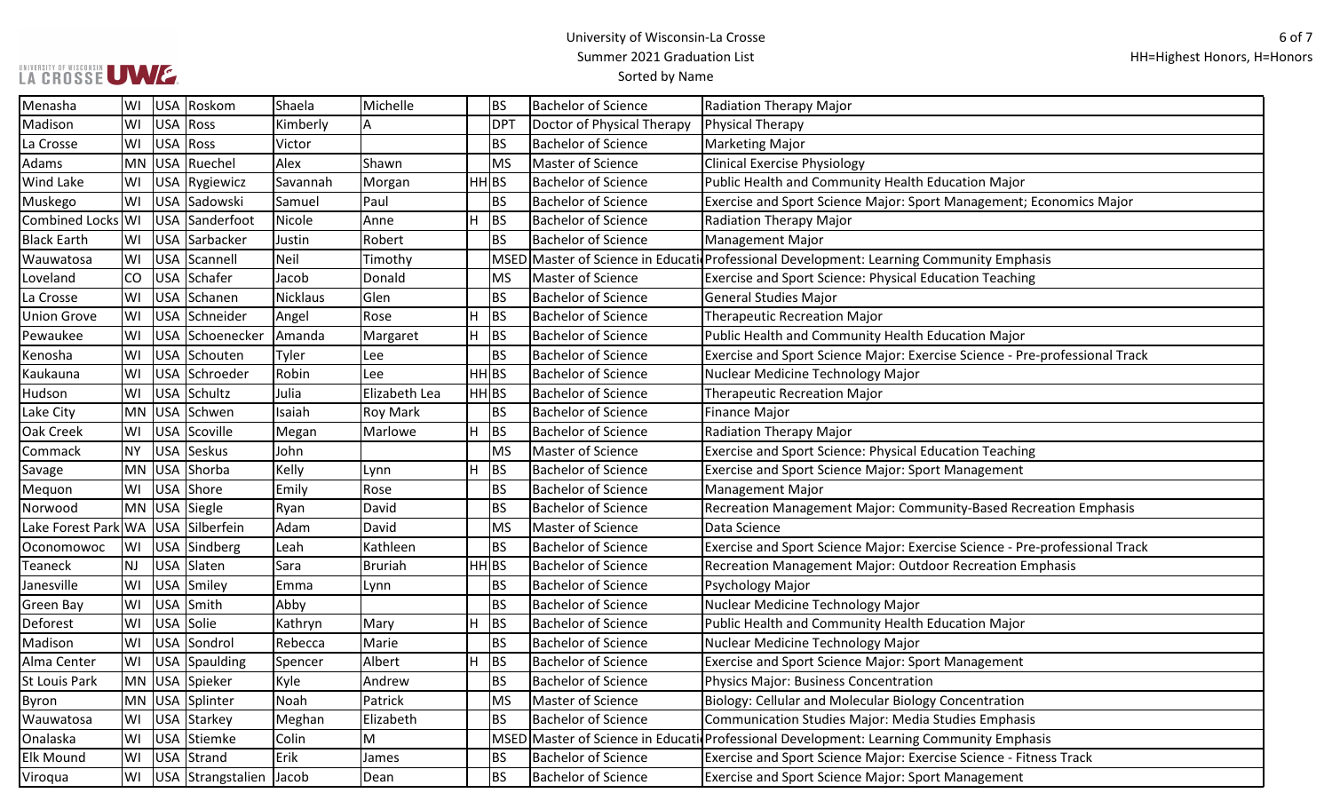University of Wisconsin-La Crosse
Summer 2021 Graduation List
Sorted by Name

HH=Highest Honors, H=Honors

| City | State | Country | Last Name | First Name | Middle Name | Honors | Degree | Degree Name | Major |
|---|---|---|---|---|---|---|---|---|---|
| Menasha | WI | USA | Roskom | Shaela | Michelle | | BS | Bachelor of Science | Radiation Therapy Major |
| Madison | WI | USA | Ross | Kimberly | A | | DPT | Doctor of Physical Therapy | Physical Therapy |
| La Crosse | WI | USA | Ross | Victor | | | BS | Bachelor of Science | Marketing Major |
| Adams | MN | USA | Ruechel | Alex | Shawn | | MS | Master of Science | Clinical Exercise Physiology |
| Wind Lake | WI | USA | Rygiewicz | Savannah | Morgan | HH | BS | Bachelor of Science | Public Health and Community Health Education Major |
| Muskego | WI | USA | Sadowski | Samuel | Paul | | BS | Bachelor of Science | Exercise and Sport Science Major: Sport Management; Economics Major |
| Combined Locks | WI | USA | Sanderfoot | Nicole | Anne | H | BS | Bachelor of Science | Radiation Therapy Major |
| Black Earth | WI | USA | Sarbacker | Justin | Robert | | BS | Bachelor of Science | Management Major |
| Wauwatosa | WI | USA | Scannell | Neil | Timothy | | MSED | Master of Science in Educati | Professional Development: Learning Community Emphasis |
| Loveland | CO | USA | Schafer | Jacob | Donald | | MS | Master of Science | Exercise and Sport Science: Physical Education Teaching |
| La Crosse | WI | USA | Schanen | Nicklaus | Glen | | BS | Bachelor of Science | General Studies Major |
| Union Grove | WI | USA | Schneider | Angel | Rose | H | BS | Bachelor of Science | Therapeutic Recreation Major |
| Pewaukee | WI | USA | Schoenecker | Amanda | Margaret | H | BS | Bachelor of Science | Public Health and Community Health Education Major |
| Kenosha | WI | USA | Schouten | Tyler | Lee | | BS | Bachelor of Science | Exercise and Sport Science Major: Exercise Science - Pre-professional Track |
| Kaukauna | WI | USA | Schroeder | Robin | Lee | HH | BS | Bachelor of Science | Nuclear Medicine Technology Major |
| Hudson | WI | USA | Schultz | Julia | Elizabeth Lea | HH | BS | Bachelor of Science | Therapeutic Recreation Major |
| Lake City | MN | USA | Schwen | Isaiah | Roy Mark | | BS | Bachelor of Science | Finance Major |
| Oak Creek | WI | USA | Scoville | Megan | Marlowe | H | BS | Bachelor of Science | Radiation Therapy Major |
| Commack | NY | USA | Seskus | John | | | MS | Master of Science | Exercise and Sport Science: Physical Education Teaching |
| Savage | MN | USA | Shorba | Kelly | Lynn | H | BS | Bachelor of Science | Exercise and Sport Science Major: Sport Management |
| Mequon | WI | USA | Shore | Emily | Rose | | BS | Bachelor of Science | Management Major |
| Norwood | MN | USA | Siegle | Ryan | David | | BS | Bachelor of Science | Recreation Management Major: Community-Based Recreation Emphasis |
| Lake Forest Park | WA | USA | Silberfein | Adam | David | | MS | Master of Science | Data Science |
| Oconomowoc | WI | USA | Sindberg | Leah | Kathleen | | BS | Bachelor of Science | Exercise and Sport Science Major: Exercise Science - Pre-professional Track |
| Teaneck | NJ | USA | Slaten | Sara | Bruriah | HH | BS | Bachelor of Science | Recreation Management Major: Outdoor Recreation Emphasis |
| Janesville | WI | USA | Smiley | Emma | Lynn | | BS | Bachelor of Science | Psychology Major |
| Green Bay | WI | USA | Smith | Abby | | | BS | Bachelor of Science | Nuclear Medicine Technology Major |
| Deforest | WI | USA | Solie | Kathryn | Mary | H | BS | Bachelor of Science | Public Health and Community Health Education Major |
| Madison | WI | USA | Sondrol | Rebecca | Marie | | BS | Bachelor of Science | Nuclear Medicine Technology Major |
| Alma Center | WI | USA | Spaulding | Spencer | Albert | H | BS | Bachelor of Science | Exercise and Sport Science Major: Sport Management |
| St Louis Park | MN | USA | Spieker | Kyle | Andrew | | BS | Bachelor of Science | Physics Major: Business Concentration |
| Byron | MN | USA | Splinter | Noah | Patrick | | MS | Master of Science | Biology: Cellular and Molecular Biology Concentration |
| Wauwatosa | WI | USA | Starkey | Meghan | Elizabeth | | BS | Bachelor of Science | Communication Studies Major: Media Studies Emphasis |
| Onalaska | WI | USA | Stiemke | Colin | M | | MSED | Master of Science in Educati | Professional Development: Learning Community Emphasis |
| Elk Mound | WI | USA | Strand | Erik | James | | BS | Bachelor of Science | Exercise and Sport Science Major: Exercise Science - Fitness Track |
| Viroqua | WI | USA | Strangstalien | Jacob | Dean | | BS | Bachelor of Science | Exercise and Sport Science Major: Sport Management |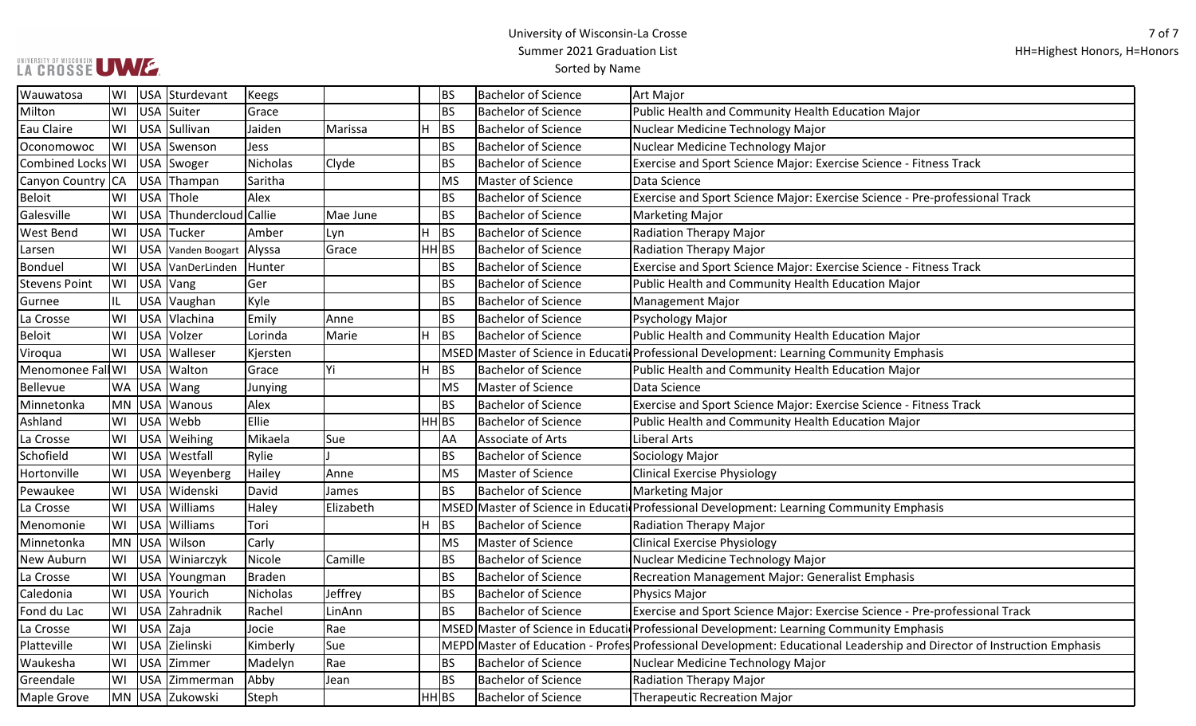University of Wisconsin-La Crosse
Summer 2021 Graduation List
Sorted by Name

HH=Highest Honors, H=Honors

| | | | | | | | | | |
|---|---|---|---|---|---|---|---|---|---|
| Wauwatosa | WI | USA | Sturdevant | Keegs | | | BS | Bachelor of Science | Art Major |
| Milton | WI | USA | Suiter | Grace | | | BS | Bachelor of Science | Public Health and Community Health Education Major |
| Eau Claire | WI | USA | Sullivan | Jaiden | Marissa | H | BS | Bachelor of Science | Nuclear Medicine Technology Major |
| Oconomowoc | WI | USA | Swenson | Jess | | | BS | Bachelor of Science | Nuclear Medicine Technology Major |
| Combined Locks | WI | USA | Swoger | Nicholas | Clyde | | BS | Bachelor of Science | Exercise and Sport Science Major: Exercise Science - Fitness Track |
| Canyon Country | CA | USA | Thampan | Saritha | | | MS | Master of Science | Data Science |
| Beloit | WI | USA | Thole | Alex | | | BS | Bachelor of Science | Exercise and Sport Science Major: Exercise Science - Pre-professional Track |
| Galesville | WI | USA | Thundercloud | Callie | Mae June | | BS | Bachelor of Science | Marketing Major |
| West Bend | WI | USA | Tucker | Amber | Lyn | H | BS | Bachelor of Science | Radiation Therapy Major |
| Larsen | WI | USA | Vanden Boogart | Alyssa | Grace | HH | BS | Bachelor of Science | Radiation Therapy Major |
| Bonduel | WI | USA | VanDerLinden | Hunter | | | BS | Bachelor of Science | Exercise and Sport Science Major: Exercise Science - Fitness Track |
| Stevens Point | WI | USA | Vang | Ger | | | BS | Bachelor of Science | Public Health and Community Health Education Major |
| Gurnee | IL | USA | Vaughan | Kyle | | | BS | Bachelor of Science | Management Major |
| La Crosse | WI | USA | Vlachina | Emily | Anne | | BS | Bachelor of Science | Psychology Major |
| Beloit | WI | USA | Volzer | Lorinda | Marie | H | BS | Bachelor of Science | Public Health and Community Health Education Major |
| Viroqua | WI | USA | Walleser | Kjersten | | | MSED | Master of Science in Educati | Professional Development: Learning Community Emphasis |
| Menomonee Fall | WI | USA | Walton | Grace | Yi | H | BS | Bachelor of Science | Public Health and Community Health Education Major |
| Bellevue | WA | USA | Wang | Junying | | | MS | Master of Science | Data Science |
| Minnetonka | MN | USA | Wanous | Alex | | | BS | Bachelor of Science | Exercise and Sport Science Major: Exercise Science - Fitness Track |
| Ashland | WI | USA | Webb | Ellie | | HH | BS | Bachelor of Science | Public Health and Community Health Education Major |
| La Crosse | WI | USA | Weihing | Mikaela | Sue | | AA | Associate of Arts | Liberal Arts |
| Schofield | WI | USA | Westfall | Rylie | J | | BS | Bachelor of Science | Sociology Major |
| Hortonville | WI | USA | Weyenberg | Hailey | Anne | | MS | Master of Science | Clinical Exercise Physiology |
| Pewaukee | WI | USA | Widenski | David | James | | BS | Bachelor of Science | Marketing Major |
| La Crosse | WI | USA | Williams | Haley | Elizabeth | | MSED | Master of Science in Educati | Professional Development: Learning Community Emphasis |
| Menomonie | WI | USA | Williams | Tori | | H | BS | Bachelor of Science | Radiation Therapy Major |
| Minnetonka | MN | USA | Wilson | Carly | | | MS | Master of Science | Clinical Exercise Physiology |
| New Auburn | WI | USA | Winiarczyk | Nicole | Camille | | BS | Bachelor of Science | Nuclear Medicine Technology Major |
| La Crosse | WI | USA | Youngman | Braden | | | BS | Bachelor of Science | Recreation Management Major: Generalist Emphasis |
| Caledonia | WI | USA | Yourich | Nicholas | Jeffrey | | BS | Bachelor of Science | Physics Major |
| Fond du Lac | WI | USA | Zahradnik | Rachel | LinAnn | | BS | Bachelor of Science | Exercise and Sport Science Major: Exercise Science - Pre-professional Track |
| La Crosse | WI | USA | Zaja | Jocie | Rae | | MSED | Master of Science in Educati | Professional Development: Learning Community Emphasis |
| Platteville | WI | USA | Zielinski | Kimberly | Sue | | MEPD | Master of Education - Profes | Professional Development: Educational Leadership and Director of Instruction Emphasis |
| Waukesha | WI | USA | Zimmer | Madelyn | Rae | | BS | Bachelor of Science | Nuclear Medicine Technology Major |
| Greendale | WI | USA | Zimmerman | Abby | Jean | | BS | Bachelor of Science | Radiation Therapy Major |
| Maple Grove | MN | USA | Zukowski | Steph | | HH | BS | Bachelor of Science | Therapeutic Recreation Major |